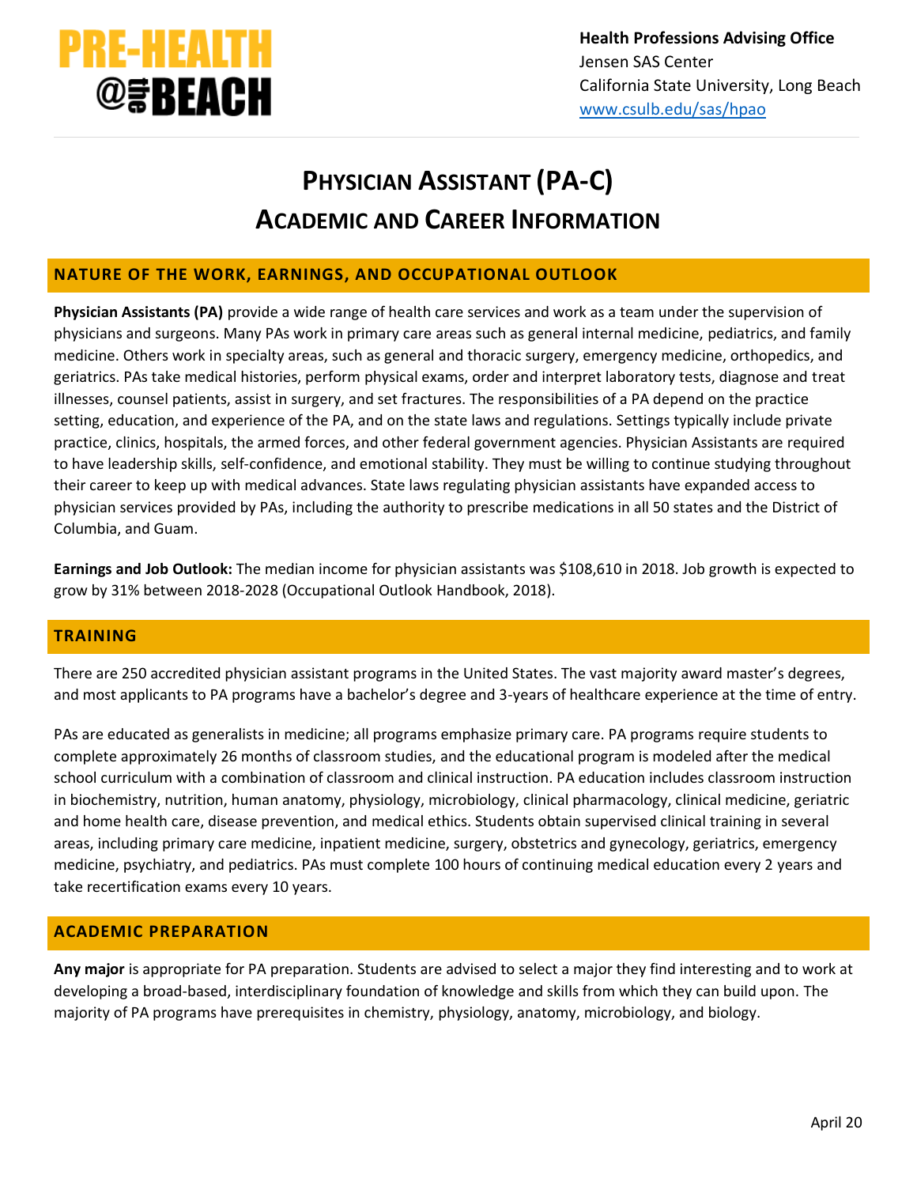**PRE-HEALTH @the BEACH**

**Health Professions Advising Office**
Jensen SAS Center
California State University, Long Beach
www.csulb.edu/sas/hpao

# Physician Assistant (PA-C)
# Academic and Career Information

## NATURE OF THE WORK, EARNINGS, AND OCCUPATIONAL OUTLOOK

**Physician Assistants (PA)** provide a wide range of health care services and work as a team under the supervision of physicians and surgeons. Many PAs work in primary care areas such as general internal medicine, pediatrics, and family medicine. Others work in specialty areas, such as general and thoracic surgery, emergency medicine, orthopedics, and geriatrics. PAs take medical histories, perform physical exams, order and interpret laboratory tests, diagnose and treat illnesses, counsel patients, assist in surgery, and set fractures. The responsibilities of a PA depend on the practice setting, education, and experience of the PA, and on the state laws and regulations. Settings typically include private practice, clinics, hospitals, the armed forces, and other federal government agencies. Physician Assistants are required to have leadership skills, self-confidence, and emotional stability. They must be willing to continue studying throughout their career to keep up with medical advances. State laws regulating physician assistants have expanded access to physician services provided by PAs, including the authority to prescribe medications in all 50 states and the District of Columbia, and Guam.

**Earnings and Job Outlook:** The median income for physician assistants was $108,610 in 2018. Job growth is expected to grow by 31% between 2018-2028 (Occupational Outlook Handbook, 2018).

## TRAINING

There are 250 accredited physician assistant programs in the United States. The vast majority award master's degrees, and most applicants to PA programs have a bachelor's degree and 3-years of healthcare experience at the time of entry.

PAs are educated as generalists in medicine; all programs emphasize primary care. PA programs require students to complete approximately 26 months of classroom studies, and the educational program is modeled after the medical school curriculum with a combination of classroom and clinical instruction. PA education includes classroom instruction in biochemistry, nutrition, human anatomy, physiology, microbiology, clinical pharmacology, clinical medicine, geriatric and home health care, disease prevention, and medical ethics. Students obtain supervised clinical training in several areas, including primary care medicine, inpatient medicine, surgery, obstetrics and gynecology, geriatrics, emergency medicine, psychiatry, and pediatrics. PAs must complete 100 hours of continuing medical education every 2 years and take recertification exams every 10 years.

## ACADEMIC PREPARATION

**Any major** is appropriate for PA preparation. Students are advised to select a major they find interesting and to work at developing a broad-based, interdisciplinary foundation of knowledge and skills from which they can build upon. The majority of PA programs have prerequisites in chemistry, physiology, anatomy, microbiology, and biology.

April 20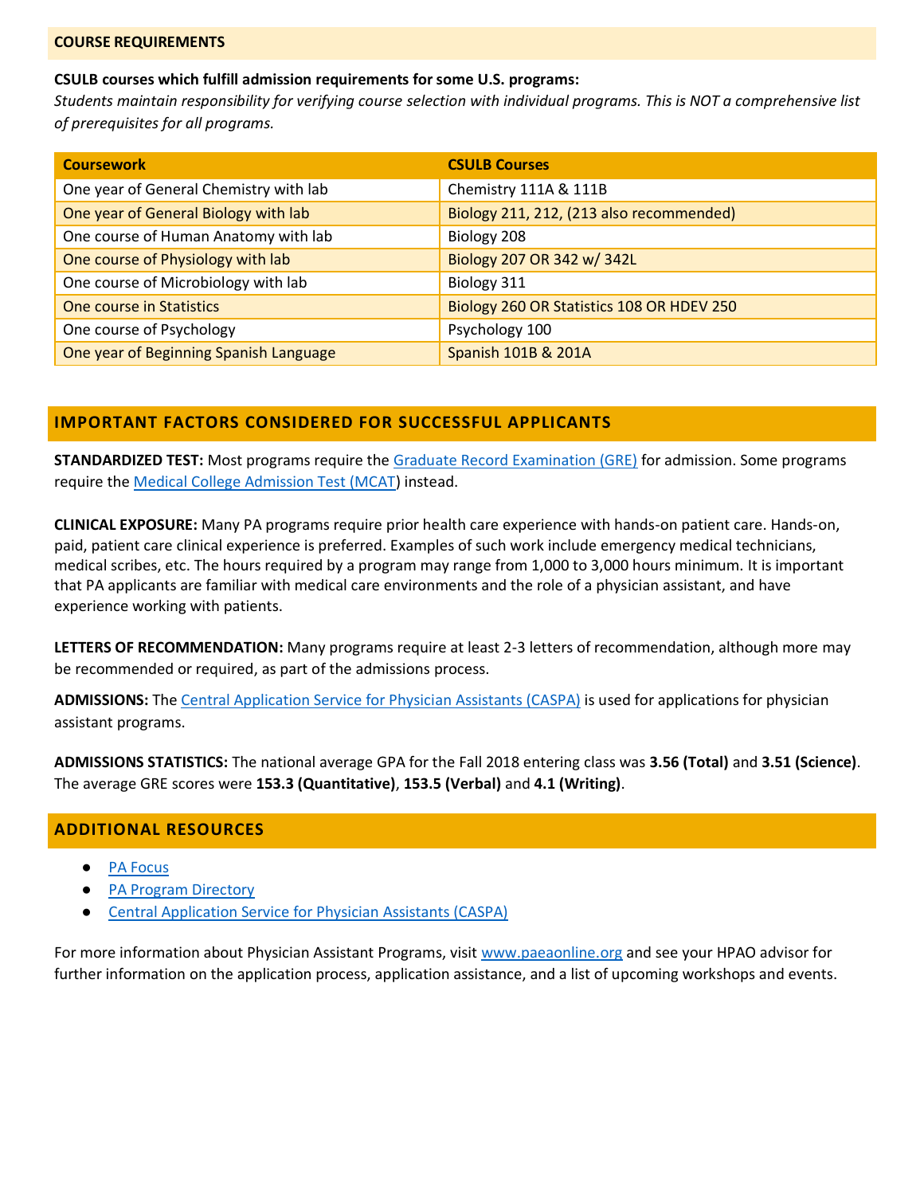## COURSE REQUIREMENTS

**CSULB courses which fulfill admission requirements for some U.S. programs:**
*Students maintain responsibility for verifying course selection with individual programs. This is NOT a comprehensive list of prerequisites for all programs.*

| Coursework | CSULB Courses |
|---|---|
| One year of General Chemistry with lab | Chemistry 111A & 111B |
| One year of General Biology with lab | Biology 211, 212, (213 also recommended) |
| One course of Human Anatomy with lab | Biology 208 |
| One course of Physiology with lab | Biology 207 OR 342 w/ 342L |
| One course of Microbiology with lab | Biology 311 |
| One course in Statistics | Biology 260 OR Statistics 108 OR HDEV 250 |
| One course of Psychology | Psychology 100 |
| One year of Beginning Spanish Language | Spanish 101B & 201A |

## IMPORTANT FACTORS CONSIDERED FOR SUCCESSFUL APPLICANTS

**STANDARDIZED TEST:** Most programs require the Graduate Record Examination (GRE) for admission. Some programs require the Medical College Admission Test (MCAT) instead.

**CLINICAL EXPOSURE:** Many PA programs require prior health care experience with hands-on patient care. Hands-on, paid, patient care clinical experience is preferred. Examples of such work include emergency medical technicians, medical scribes, etc. The hours required by a program may range from 1,000 to 3,000 hours minimum. It is important that PA applicants are familiar with medical care environments and the role of a physician assistant, and have experience working with patients.

**LETTERS OF RECOMMENDATION:** Many programs require at least 2-3 letters of recommendation, although more may be recommended or required, as part of the admissions process.

**ADMISSIONS:** The Central Application Service for Physician Assistants (CASPA) is used for applications for physician assistant programs.

**ADMISSIONS STATISTICS:** The national average GPA for the Fall 2018 entering class was **3.56 (Total)** and **3.51 (Science)**. The average GRE scores were **153.3 (Quantitative)**, **153.5 (Verbal)** and **4.1 (Writing)**.

## ADDITIONAL RESOURCES

- PA Focus
- PA Program Directory
- Central Application Service for Physician Assistants (CASPA)

For more information about Physician Assistant Programs, visit www.paeaonline.org and see your HPAO advisor for further information on the application process, application assistance, and a list of upcoming workshops and events.